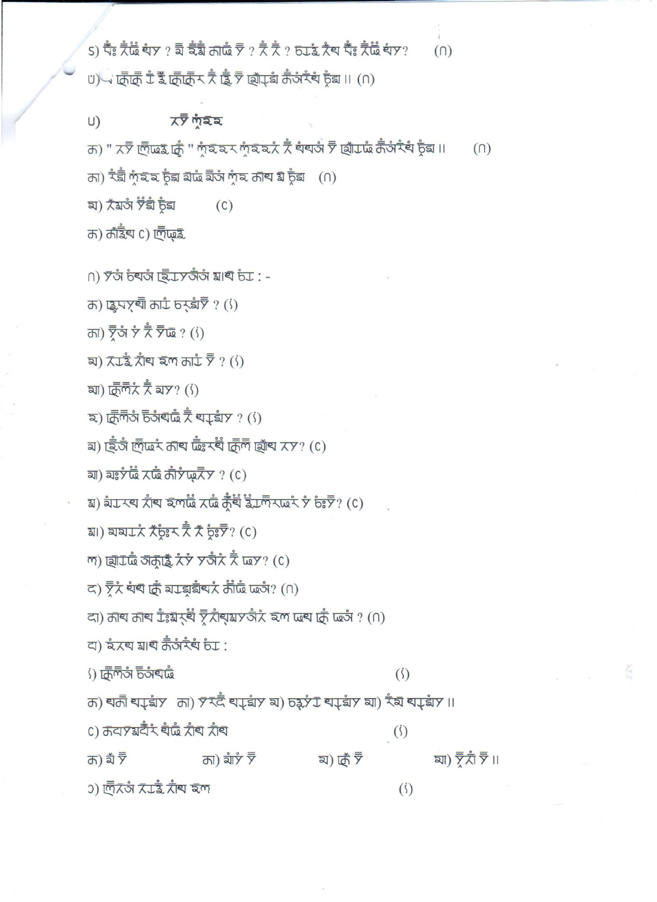᱄) ᰎᰧᰵ ᰛᰨᰝᰬ ᰋᰦᰲ ? ᰕᰧ ᰕᰨᰕᰧ ᰀᰦᰝᰬ ᰚᰦ ? ᰛᰨ ᰛᰨ ? ᰆᰳᰌᰨ ᰛᰨᰱ ᰎᰧᰵ ᰛᰨᰝᰬ ᰋᰦᰲ?  (᱂)

᱅) ᰂᰬᰀᰬ ᰳᰨ ᰌᰧ ᰂᰬᰀᰬᰲ ᰛᰨ ᰌᰧ ᰚᰦ ᰔᰨᰳᰎᰧ ᰀᰨᰮᰛᰨᰱ ᰊᰧᰕ ॥ (᱂)

## ᱅) ᰛᰚᰦ ᰜᰧᰍᰛ

ᰀ) " ᰛᰚᰦ ᰜᰧᰝᰍ ᰂᰨ " ᰜᰧᰍᰛᰛᰜᰧᰍᰛᰛᰲ ᰛᰨ ᰋᰦᰋᰮ ᰚᰦ ᰔᰨᰳᰝᰬ ᰀᰨᰮᰛᰨᰱ ᰊᰧᰕ ॥ (᱂)

ᰂ) ᰛᰨᰕᰧ ᰜᰧᰍᰛ ᰊᰧᰕ ᰓᰦᰝᰬ ᰕᰧᰮ ᰜᰧᰍᰛ ᰀᰦᰱ ᰕᰧ ᰊᰧᰕ (᱂)

ᰃ) ᰛᰨᰕᰮ ᰚᰦᰕᰧ ᰊᰧᰕ (᱃)

ᰀ) ᰀᰨᰌᰧᰱ ᱃) ᰜᰧᰝᰍ

᱂) ᰚᰮ ᰆᰋᰮ ᰌᰧᰳᰚᰮ ᰕᰦᰱ ᰆᰳ : -

ᰀ) ᰌᰧᰚᰚᰧ ᰀᰦᰳ ᰆᰌᰧᰚᰦ ? (᱁)

ᰂ) ᰚᰦᰮ ᰚᰦ ᰛᰨ ᰚᰦᰝᰬ ? (᱁)

ᰃ) ᰛᰳᰌᰧ ᰛᰨᰱ ᰛᰀ ᰀᰦᰳ ᰚᰦ ? (᱁)

ᰅ) ᰂᰬᰜᰧᰲ ᰛᰨ ᰕᰚ? (᱁)

ᰆ) ᰂᰬᰜᰧᰮ ᰆᰮᰋᰝᰬ ᰛᰨ ᰋᰳᰕᰧᰚ ? (᱁)

ᰇ) ᰌᰧᰮ ᰜᰧᰝᰲ ᰀᰦᰱ ᰝᰬᰛᰧ ᰂᰬᰜᰧ ᰔᰨᰱ ᰛᰚ? (᱃)

ᰈ) ᰕᰚᰝᰬ ᰛᰝᰬ ᰀᰨᰚᰝᰲ ? (᱃)

ᰉ) ᰕᰳᰛᰱ ᰛᰨᰱ ᰛᰀᰝᰬ ᰛᰝᰬ ᰀᰨᰛᰧ ᰌᰧᰳᰜᰧᰛᰝᰲ ᰚᰦ ᰆᰦᰚᰦ? (᱃)

ᰊ) ᰕᰕᰳᰲ ᰛᰨᰆᰲ ᰛᰨ ᰛᰨ ᰊᰦᰚᰦ? (᱃)

ᰋ) ᰔᰨᰳᰝᰬ ᰙᰀᰨᰌᰧ ᰛᰚᰦ ᰚᰮᰲ ᰛᰨ ᰝᰚ? (᱃)

ᰌ) ᰚᰦᰲ ᰋᰦᰱ ᰂᰨ ᰕᰳᰕᰧᰋᰲ ᰀᰨᰝᰬ ᰝᰮ? (᱂)

ᰌᰦ) ᰀᰦᰱ ᰀᰦᰱ ᰳᰨᰕᰛᰧ ᰚᰦᰛᰨᰱᰕᰚᰮᰲ ᰛᰀ ᰝᰚ ᰂᰨ ᰝᰮ ? (᱂)

ᰌᰧ) ᰛᰛᰱ ᰕᰦᰱ ᰀᰨᰮᰛᰨᰱ ᰆᰳ :

᱁) ᰂᰬᰜᰧᰮ ᰆᰮᰋᰝᰬ (᱁)

ᰀ) ᰋᰀᰧ ᰋᰳᰕᰧᰚ ᰂ) ᰚᰛᰌᰧ ᰋᰳᰕᰧᰚ ᰃ) ᰆᰌᰧᰚᰳ ᰋᰳᰕᰧᰚ ᰅ) ᰛᰨᰕᰧ ᰋᰳᰕᰧᰚ ॥

᱃) ᰀᰊᰚᰕᰚᰨᰲ ᰋᰝᰬ ᰛᰨᰱ ᰛᰨᰱ (᱁)

ᰀ) ᰕᰧ ᰚᰦ ᰂ) ᰕᰧᰚ ᰚᰦ ᰃ) ᰂᰨ ᰚᰦ ᰅ) ᰚᰦᰛᰨ ᰚᰦ ॥

᱄) ᰜᰧᰛᰮ ᰛᰳᰌᰧ ᰛᰨᰱ ᰛᰀ (᱁)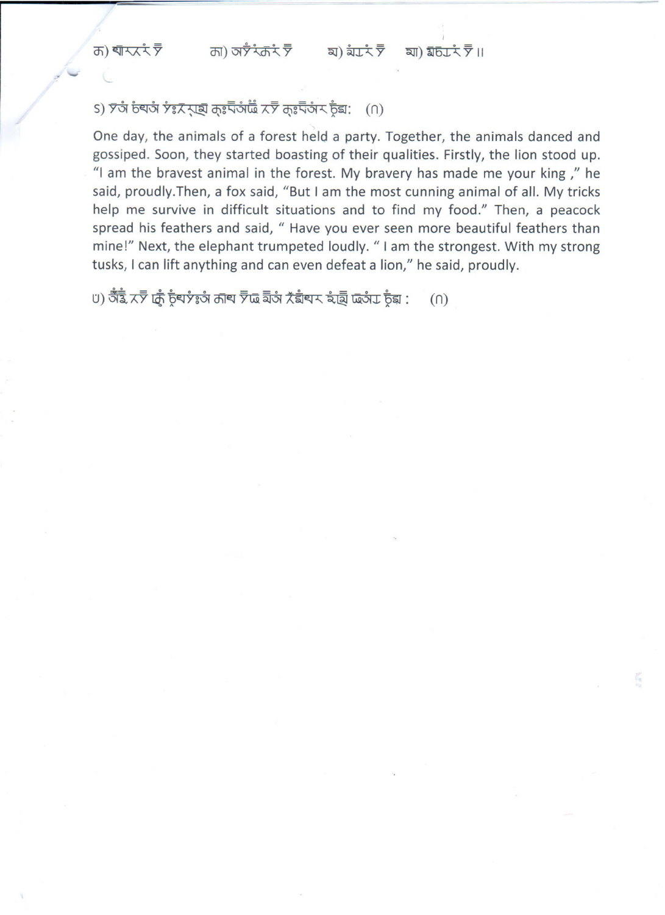क) ཐཱར་ཪཾ་ཡཱ   का) ཤཡཱཾ་རཀཾ་ཡཱ   ख) ཁཾཊཾ་ཡཱ   खा) ཁཆཊཾ་ཡཱ ॥

ऽ) ཡཱཾ་ཚཐཾ་ཡཱཿརཱ་ཞཱ་ཀྲཿཔཾཛཱཾ་ཪཡཱ་ཀྲཿཔཾར་ཚཱ: (n)

One day, the animals of a forest held a party. Together, the animals danced and gossiped. Soon, they started boasting of their qualities. Firstly, the lion stood up. "I am the bravest animal in the forest. My bravery has made me your king ," he said, proudly.Then, a fox said, "But I am the most cunning animal of all. My tricks help me survive in difficult situations and to find my food." Then, a peacock spread his feathers and said, " Have you ever seen more beautiful feathers than mine!" Next, the elephant trumpeted loudly. " I am the strongest. With my strong tusks, I can lift anything and can even defeat a lion," he said, proudly.

ए) ཤཾཱ་ཪཡཱ་ཀྲ་ཚཐཡཱཿཤཾ་ཀཱཐ་ཡཱཛ་ཞཾཤཾ་རཱཞཐར་ཪཞཱ་ཛཾཊ་ཚཱ : (n)